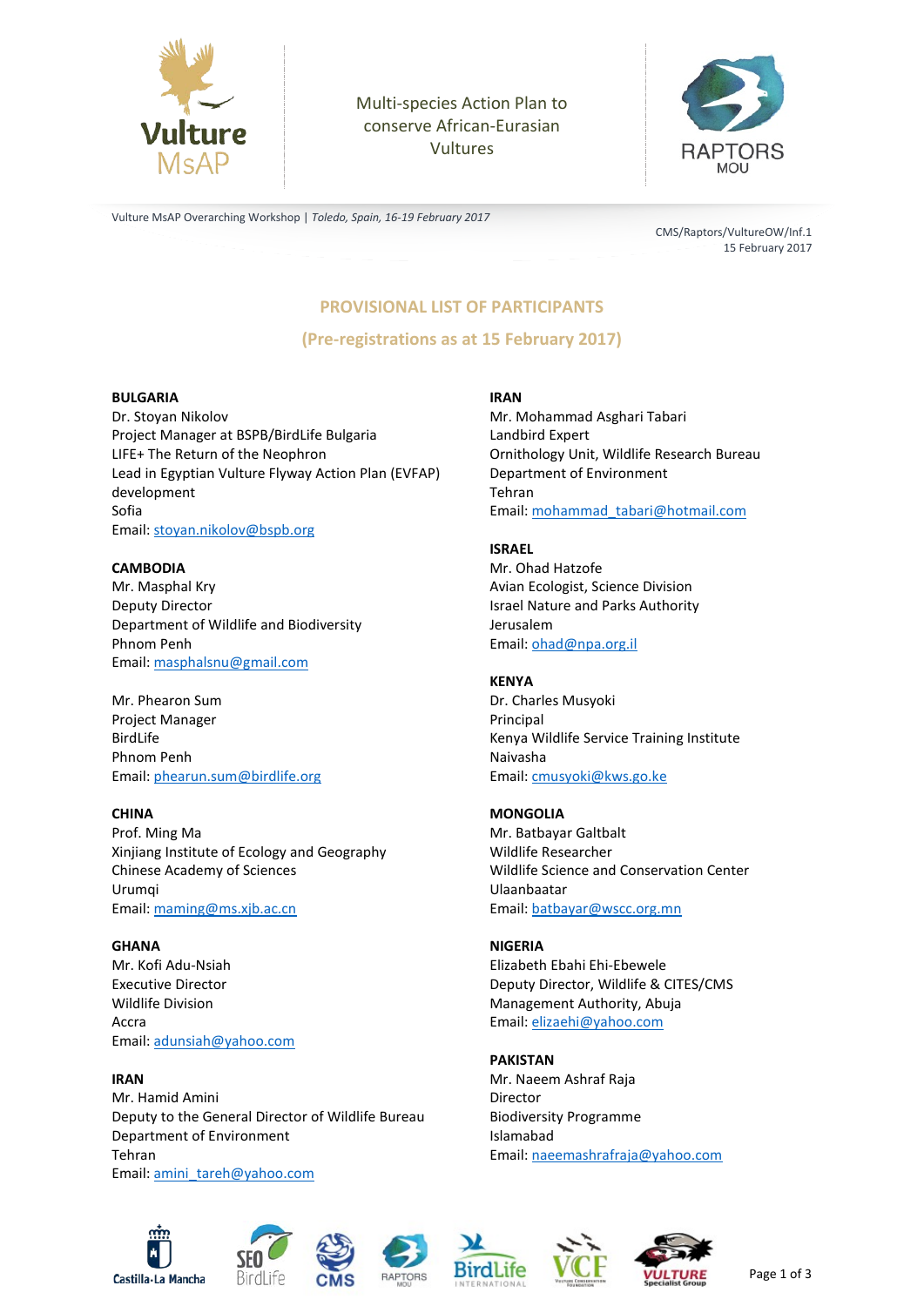Multi-species Action Plan to conserve African-Eurasian Vultures

Vulture MsAP Overarching Workshop | *Toledo, Spain, 16-19 February 2017*

CMS/Raptors/VultureOW/Inf.1
15 February 2017

# PROVISIONAL LIST OF PARTICIPANTS

## (Pre-registrations as at 15 February 2017)

**BULGARIA**
Dr. Stoyan Nikolov
Project Manager at BSPB/BirdLife Bulgaria
LIFE+ The Return of the Neophron
Lead in Egyptian Vulture Flyway Action Plan (EVFAP) development
Sofia
Email: stoyan.nikolov@bspb.org

**CAMBODIA**
Mr. Masphal Kry
Deputy Director
Department of Wildlife and Biodiversity
Phnom Penh
Email: masphalsnu@gmail.com

Mr. Phearon Sum
Project Manager
BirdLife
Phnom Penh
Email: phearun.sum@birdlife.org

**CHINA**
Prof. Ming Ma
Xinjiang Institute of Ecology and Geography
Chinese Academy of Sciences
Urumqi
Email: maming@ms.xjb.ac.cn

**GHANA**
Mr. Kofi Adu-Nsiah
Executive Director
Wildlife Division
Accra
Email: adunsiah@yahoo.com

**IRAN**
Mr. Hamid Amini
Deputy to the General Director of Wildlife Bureau
Department of Environment
Tehran
Email: amini_tareh@yahoo.com

**IRAN**
Mr. Mohammad Asghari Tabari
Landbird Expert
Ornithology Unit, Wildlife Research Bureau
Department of Environment
Tehran
Email: mohammad_tabari@hotmail.com

**ISRAEL**
Mr. Ohad Hatzofe
Avian Ecologist, Science Division
Israel Nature and Parks Authority
Jerusalem
Email: ohad@npa.org.il

**KENYA**
Dr. Charles Musyoki
Principal
Kenya Wildlife Service Training Institute
Naivasha
Email: cmusyoki@kws.go.ke

**MONGOLIA**
Mr. Batbayar Galtbalt
Wildlife Researcher
Wildlife Science and Conservation Center
Ulaanbaatar
Email: batbayar@wscc.org.mn

**NIGERIA**
Elizabeth Ebahi Ehi-Ebewele
Deputy Director, Wildlife & CITES/CMS
Management Authority, Abuja
Email: elizaehi@yahoo.com

**PAKISTAN**
Mr. Naeem Ashraf Raja
Director
Biodiversity Programme
Islamabad
Email: naeemashrafraja@yahoo.com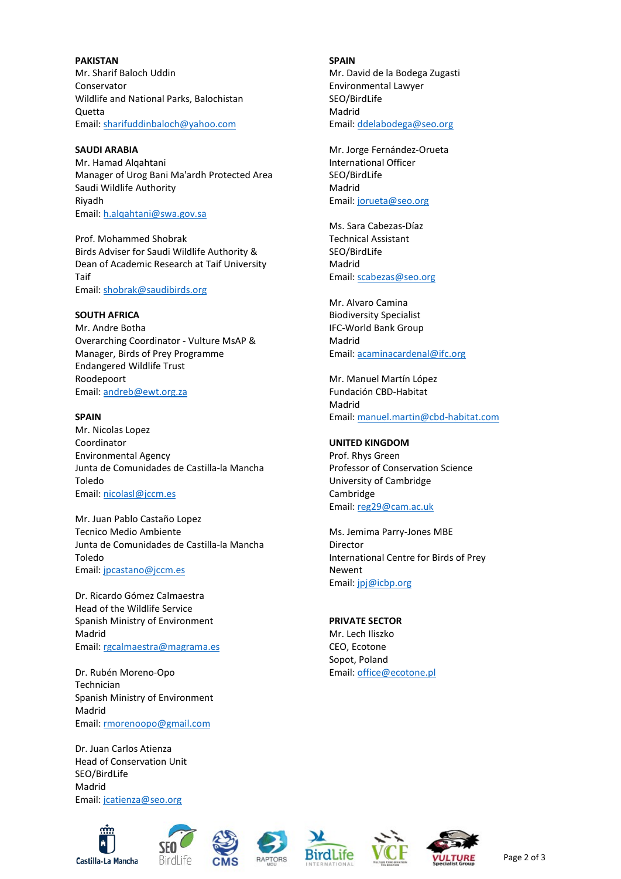**PAKISTAN**
Mr. Sharif Baloch Uddin
Conservator
Wildlife and National Parks, Balochistan
Quetta
Email: sharifuddinbaloch@yahoo.com

**SAUDI ARABIA**
Mr. Hamad Alqahtani
Manager of Urog Bani Ma'ardh Protected Area
Saudi Wildlife Authority
Riyadh
Email: h.alqahtani@swa.gov.sa

Prof. Mohammed Shobrak
Birds Adviser for Saudi Wildlife Authority &
Dean of Academic Research at Taif University
Taif
Email: shobrak@saudibirds.org

**SOUTH AFRICA**
Mr. Andre Botha
Overarching Coordinator - Vulture MsAP &
Manager, Birds of Prey Programme
Endangered Wildlife Trust
Roodepoort
Email: andreb@ewt.org.za

**SPAIN**
Mr. Nicolas Lopez
Coordinator
Environmental Agency
Junta de Comunidades de Castilla-la Mancha
Toledo
Email: nicolasl@jccm.es

Mr. Juan Pablo Castaño Lopez
Tecnico Medio Ambiente
Junta de Comunidades de Castilla-la Mancha
Toledo
Email: jpcastano@jccm.es

Dr. Ricardo Gómez Calmaestra
Head of the Wildlife Service
Spanish Ministry of Environment
Madrid
Email: rgcalmaestra@magrama.es

Dr. Rubén Moreno-Opo
Technician
Spanish Ministry of Environment
Madrid
Email: rmorenoopo@gmail.com

Dr. Juan Carlos Atienza
Head of Conservation Unit
SEO/BirdLife
Madrid
Email: jcatienza@seo.org

**SPAIN**
Mr. David de la Bodega Zugasti
Environmental Lawyer
SEO/BirdLife
Madrid
Email: ddelabodega@seo.org

Mr. Jorge Fernández-Orueta
International Officer
SEO/BirdLife
Madrid
Email: jorueta@seo.org

Ms. Sara Cabezas-Díaz
Technical Assistant
SEO/BirdLife
Madrid
Email: scabezas@seo.org

Mr. Alvaro Camina
Biodiversity Specialist
IFC-World Bank Group
Madrid
Email: acaminacardenal@ifc.org

Mr. Manuel Martín López
Fundación CBD-Habitat
Madrid
Email: manuel.martin@cbd-habitat.com

**UNITED KINGDOM**
Prof. Rhys Green
Professor of Conservation Science
University of Cambridge
Cambridge
Email: reg29@cam.ac.uk

Ms. Jemima Parry-Jones MBE
Director
International Centre for Birds of Prey
Newent
Email: jpj@icbp.org

**PRIVATE SECTOR**
Mr. Lech Iliszko
CEO, Ecotone
Sopot, Poland
Email: office@ecotone.pl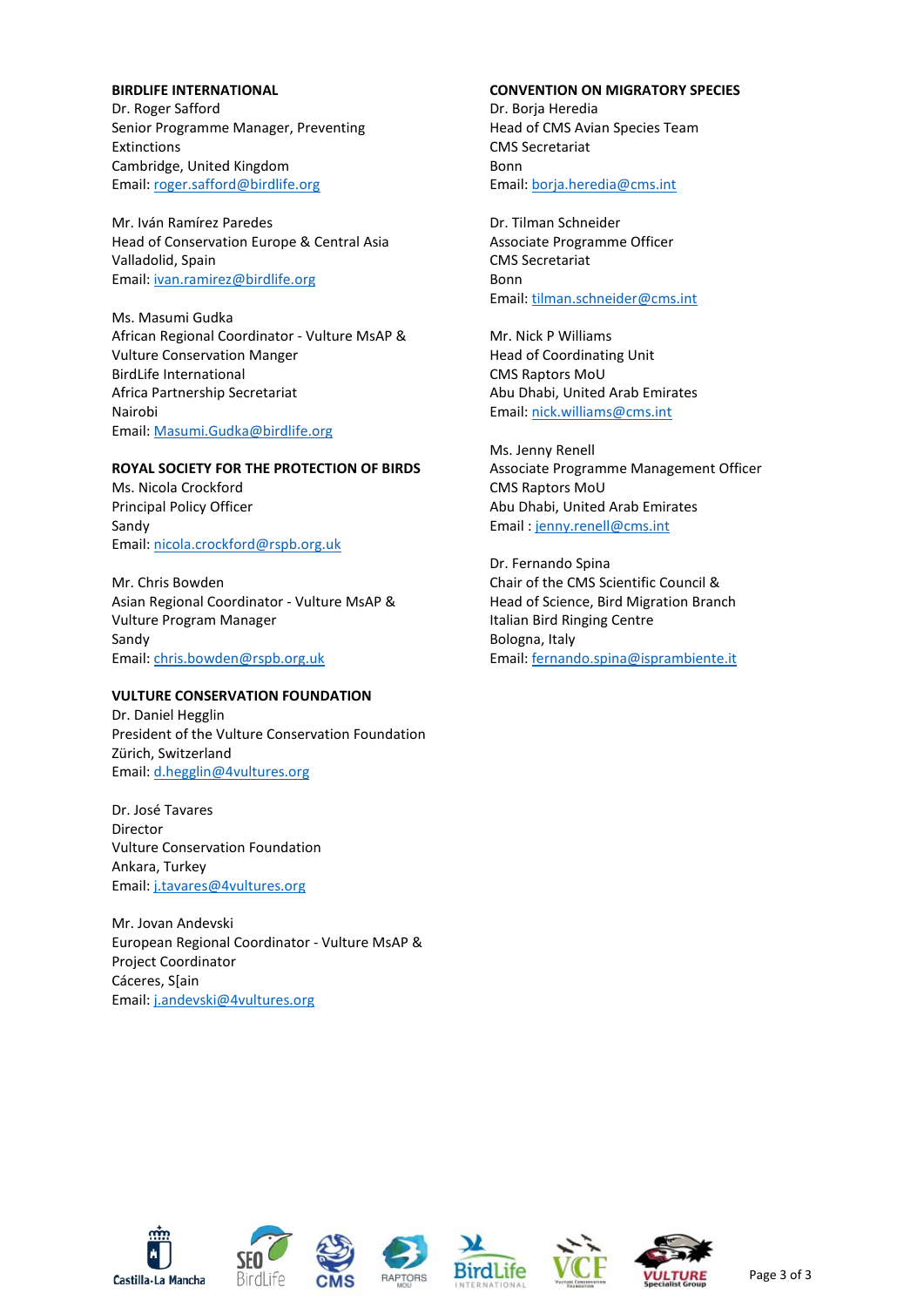**BIRDLIFE INTERNATIONAL**

Dr. Roger Safford
Senior Programme Manager, Preventing Extinctions
Cambridge, United Kingdom
Email: roger.safford@birdlife.org

Mr. Iván Ramírez Paredes
Head of Conservation Europe & Central Asia
Valladolid, Spain
Email: ivan.ramirez@birdlife.org

Ms. Masumi Gudka
African Regional Coordinator - Vulture MsAP & Vulture Conservation Manger
BirdLife International
Africa Partnership Secretariat
Nairobi
Email: Masumi.Gudka@birdlife.org

**ROYAL SOCIETY FOR THE PROTECTION OF BIRDS**

Ms. Nicola Crockford
Principal Policy Officer
Sandy
Email: nicola.crockford@rspb.org.uk

Mr. Chris Bowden
Asian Regional Coordinator - Vulture MsAP & Vulture Program Manager
Sandy
Email: chris.bowden@rspb.org.uk

**VULTURE CONSERVATION FOUNDATION**

Dr. Daniel Hegglin
President of the Vulture Conservation Foundation
Zürich, Switzerland
Email: d.hegglin@4vultures.org

Dr. José Tavares
Director
Vulture Conservation Foundation
Ankara, Turkey
Email: j.tavares@4vultures.org

Mr. Jovan Andevski
European Regional Coordinator - Vulture MsAP & Project Coordinator
Cáceres, S[ain
Email: j.andevski@4vultures.org

**CONVENTION ON MIGRATORY SPECIES**

Dr. Borja Heredia
Head of CMS Avian Species Team
CMS Secretariat
Bonn
Email: borja.heredia@cms.int

Dr. Tilman Schneider
Associate Programme Officer
CMS Secretariat
Bonn
Email: tilman.schneider@cms.int

Mr. Nick P Williams
Head of Coordinating Unit
CMS Raptors MoU
Abu Dhabi, United Arab Emirates
Email: nick.williams@cms.int

Ms. Jenny Renell
Associate Programme Management Officer
CMS Raptors MoU
Abu Dhabi, United Arab Emirates
Email : jenny.renell@cms.int

Dr. Fernando Spina
Chair of the CMS Scientific Council & Head of Science, Bird Migration Branch
Italian Bird Ringing Centre
Bologna, Italy
Email: fernando.spina@isprambiente.it